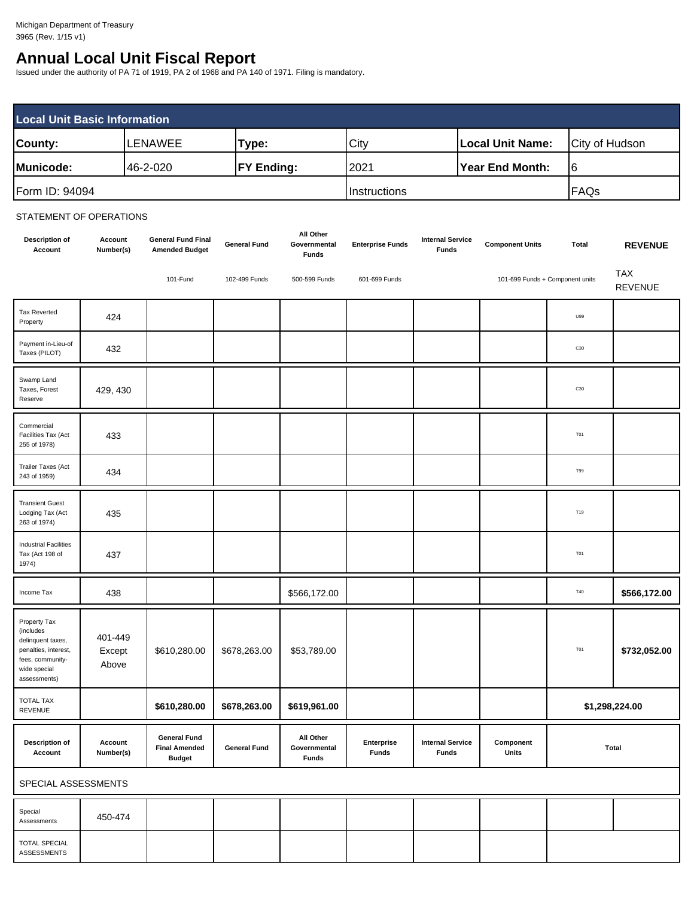Michigan Department of Treasury
3965 (Rev. 1/15 v1)

# Annual Local Unit Fiscal Report

Issued under the authority of PA 71 of 1919, PA 2 of 1968 and PA 140 of 1971. Filing is mandatory.

| Local Unit Basic Information | | | | | |
|---|---|---|---|---|---|
| **County:** | LENAWEE | **Type:** | City | **Local Unit Name:** | City of Hudson |
| **Municode:** | 46-2-020 | **FY Ending:** | 2021 | **Year End Month:** | 6 |
| Form ID: 94094 | | | Instructions | | FAQs |

STATEMENT OF OPERATIONS

| Description of Account | Account Number(s) | General Fund Final Amended Budget | General Fund | All Other Governmental Funds | Enterprise Funds | Internal Service Funds | Component Units | Total | **REVENUE** |
|---|---|---|---|---|---|---|---|---|---|
| | | 101-Fund | 102-499 Funds | 500-599 Funds | 601-699 Funds | | 101-699 Funds + Component units | | TAX REVENUE |
| Tax Reverted Property | 424 | | | | | | | U99 | |
| Payment in-Lieu-of Taxes (PILOT) | 432 | | | | | | | C30 | |
| Swamp Land Taxes, Forest Reserve | 429, 430 | | | | | | | C30 | |
| Commercial Facilities Tax (Act 255 of 1978) | 433 | | | | | | | T01 | |
| Trailer Taxes (Act 243 of 1959) | 434 | | | | | | | T99 | |
| Transient Guest Lodging Tax (Act 263 of 1974) | 435 | | | | | | | T19 | |
| Industrial Facilities Tax (Act 198 of 1974) | 437 | | | | | | | T01 | |
| Income Tax | 438 | | | $566,172.00 | | | | T40 | **$566,172.00** |
| Property Tax (includes delinquent taxes, penalties, interest, fees, community-wide special assessments) | 401-449 Except Above | $610,280.00 | $678,263.00 | $53,789.00 | | | | T01 | **$732,052.00** |
| TOTAL TAX REVENUE | | **$610,280.00** | **$678,263.00** | **$619,961.00** | | | | **$1,298,224.00** | |

| Description of Account | Account Number(s) | General Fund Final Amended Budget | General Fund | All Other Governmental Funds | Enterprise Funds | Internal Service Funds | Component Units | Total | |
|---|---|---|---|---|---|---|---|---|---|
| SPECIAL ASSESSMENTS | | | | | | | | | |
| Special Assessments | 450-474 | | | | | | | | |
| TOTAL SPECIAL ASSESSMENTS | | | | | | | | | |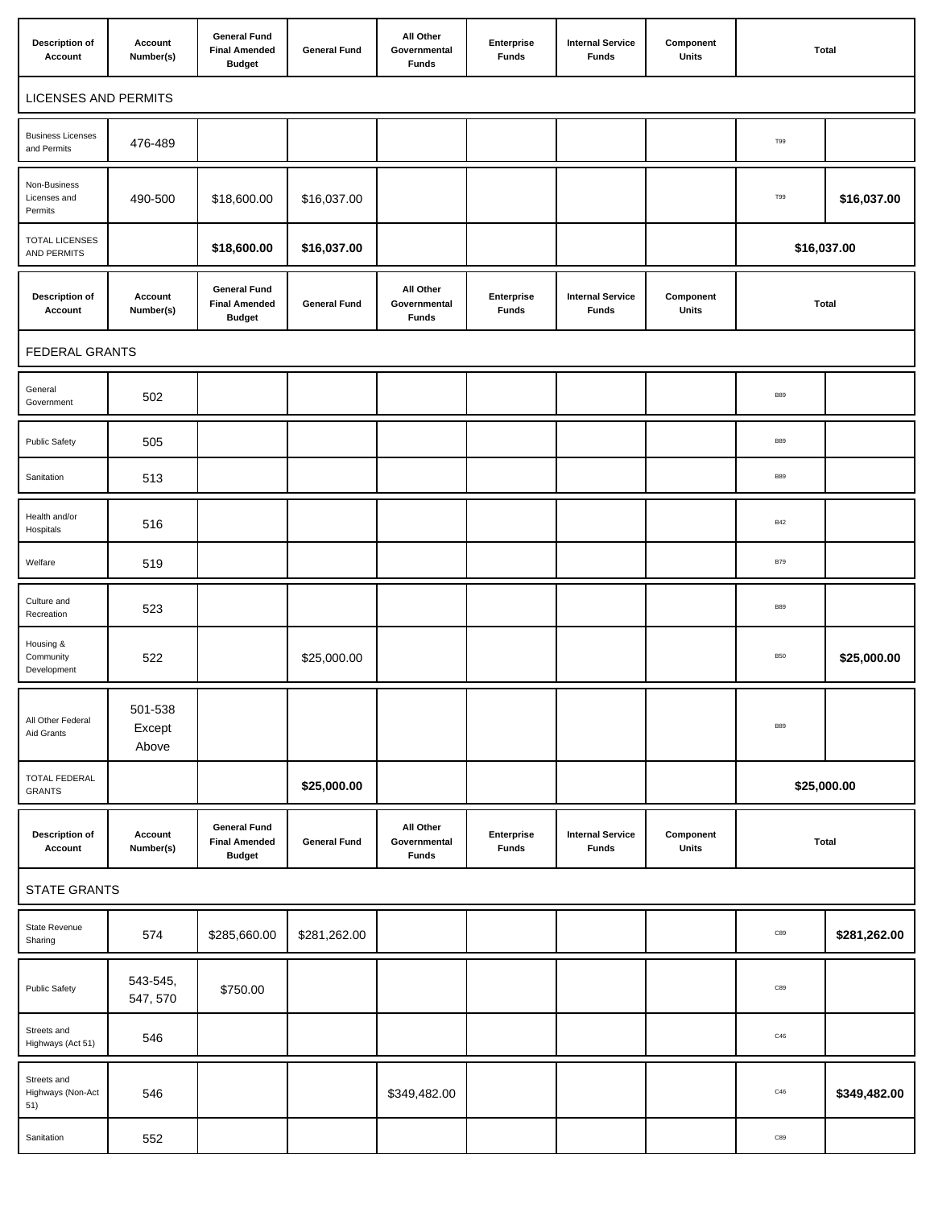| Description of Account | Account Number(s) | General Fund Final Amended Budget | General Fund | All Other Governmental Funds | Enterprise Funds | Internal Service Funds | Component Units | Total | |
|---|---|---|---|---|---|---|---|---|---|
| LICENSES AND PERMITS | | | | | | | | | |
| Business Licenses and Permits | 476-489 | | | | | | | T99 | |
| Non-Business Licenses and Permits | 490-500 | $18,600.00 | $16,037.00 | | | | | T99 | **$16,037.00** |
| TOTAL LICENSES AND PERMITS | | **$18,600.00** | **$16,037.00** | | | | | **$16,037.00** | |

| Description of Account | Account Number(s) | General Fund Final Amended Budget | General Fund | All Other Governmental Funds | Enterprise Funds | Internal Service Funds | Component Units | Total | |
|---|---|---|---|---|---|---|---|---|---|
| FEDERAL GRANTS | | | | | | | | | |
| General Government | 502 | | | | | | | B89 | |
| Public Safety | 505 | | | | | | | B89 | |
| Sanitation | 513 | | | | | | | B89 | |
| Health and/or Hospitals | 516 | | | | | | | B42 | |
| Welfare | 519 | | | | | | | B79 | |
| Culture and Recreation | 523 | | | | | | | B89 | |
| Housing & Community Development | 522 | | $25,000.00 | | | | | B50 | **$25,000.00** |
| All Other Federal Aid Grants | 501-538 Except Above | | | | | | | B89 | |
| TOTAL FEDERAL GRANTS | | | **$25,000.00** | | | | | **$25,000.00** | |

| Description of Account | Account Number(s) | General Fund Final Amended Budget | General Fund | All Other Governmental Funds | Enterprise Funds | Internal Service Funds | Component Units | Total | |
|---|---|---|---|---|---|---|---|---|---|
| STATE GRANTS | | | | | | | | | |
| State Revenue Sharing | 574 | $285,660.00 | $281,262.00 | | | | | C89 | **$281,262.00** |
| Public Safety | 543-545, 547, 570 | $750.00 | | | | | | C89 | |
| Streets and Highways (Act 51) | 546 | | | | | | | C46 | |
| Streets and Highways (Non-Act 51) | 546 | | | $349,482.00 | | | | C46 | **$349,482.00** |
| Sanitation | 552 | | | | | | | C89 | |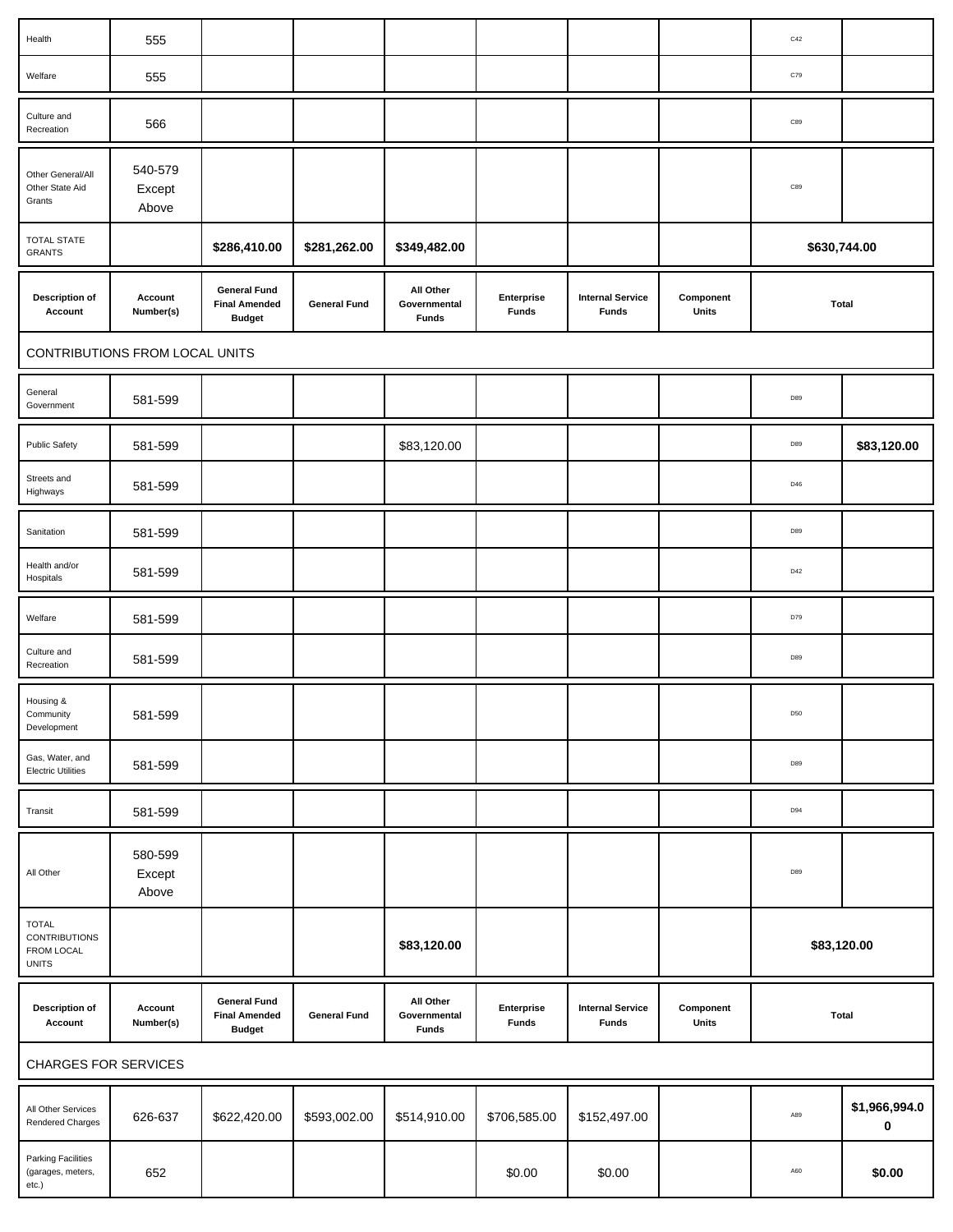| Health | 555 | | | | | | | C42 | |
|---|---|---|---|---|---|---|---|---|---|
| Welfare | 555 | | | | | | | C79 | |
| Culture and Recreation | 566 | | | | | | | C89 | |
| Other General/All Other State Aid Grants | 540-579 Except Above | | | | | | | C89 | |
| TOTAL STATE GRANTS | | $286,410.00 | $281,262.00 | $349,482.00 | | | | $630,744.00 | |

| Description of Account | Account Number(s) | General Fund Final Amended Budget | General Fund | All Other Governmental Funds | Enterprise Funds | Internal Service Funds | Component Units | Total | |
|---|---|---|---|---|---|---|---|---|---|
| CONTRIBUTIONS FROM LOCAL UNITS | | | | | | | | | |
| General Government | 581-599 | | | | | | | D89 | |
| Public Safety | 581-599 | | | $83,120.00 | | | | D89 | $83,120.00 |
| Streets and Highways | 581-599 | | | | | | | D46 | |
| Sanitation | 581-599 | | | | | | | D89 | |
| Health and/or Hospitals | 581-599 | | | | | | | D42 | |
| Welfare | 581-599 | | | | | | | D79 | |
| Culture and Recreation | 581-599 | | | | | | | D89 | |
| Housing & Community Development | 581-599 | | | | | | | D50 | |
| Gas, Water, and Electric Utilities | 581-599 | | | | | | | D89 | |
| Transit | 581-599 | | | | | | | D94 | |
| All Other | 580-599 Except Above | | | | | | | D89 | |
| TOTAL CONTRIBUTIONS FROM LOCAL UNITS | | | | $83,120.00 | | | | $83,120.00 | |

| Description of Account | Account Number(s) | General Fund Final Amended Budget | General Fund | All Other Governmental Funds | Enterprise Funds | Internal Service Funds | Component Units | Total | |
|---|---|---|---|---|---|---|---|---|---|
| CHARGES FOR SERVICES | | | | | | | | | |
| All Other Services Rendered Charges | 626-637 | $622,420.00 | $593,002.00 | $514,910.00 | $706,585.00 | $152,497.00 | | A89 | $1,966,994.00 |
| Parking Facilities (garages, meters, etc.) | 652 | | | | $0.00 | $0.00 | | A60 | $0.00 |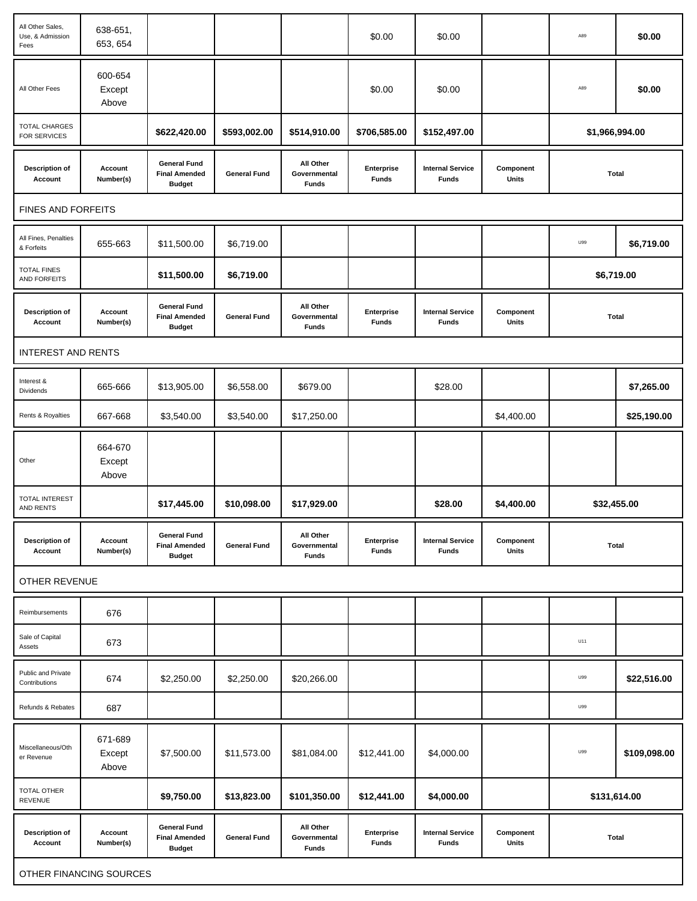| Description of Account | Account Number(s) | General Fund Final Amended Budget | General Fund | All Other Governmental Funds | Enterprise Funds | Internal Service Funds | Component Units | | Total |
|---|---|---|---|---|---|---|---|---|---|
| All Other Sales, Use, & Admission Fees | 638-651, 653, 654 | | | | $0.00 | $0.00 | | A89 | $0.00 |
| All Other Fees | 600-654 Except Above | | | | $0.00 | $0.00 | | A89 | $0.00 |
| TOTAL CHARGES FOR SERVICES | | $622,420.00 | $593,002.00 | $514,910.00 | $706,585.00 | $152,497.00 | | $1,966,994.00 | |

| Description of Account | Account Number(s) | General Fund Final Amended Budget | General Fund | All Other Governmental Funds | Enterprise Funds | Internal Service Funds | Component Units | | Total |
|---|---|---|---|---|---|---|---|---|---|
| FINES AND FORFEITS | | | | | | | | | |
| All Fines, Penalties & Forfeits | 655-663 | $11,500.00 | $6,719.00 | | | | | U99 | $6,719.00 |
| TOTAL FINES AND FORFEITS | | $11,500.00 | $6,719.00 | | | | | $6,719.00 | |

| Description of Account | Account Number(s) | General Fund Final Amended Budget | General Fund | All Other Governmental Funds | Enterprise Funds | Internal Service Funds | Component Units | | Total |
|---|---|---|---|---|---|---|---|---|---|
| INTEREST AND RENTS | | | | | | | | | |
| Interest & Dividends | 665-666 | $13,905.00 | $6,558.00 | $679.00 | | $28.00 | | | $7,265.00 |
| Rents & Royalties | 667-668 | $3,540.00 | $3,540.00 | $17,250.00 | | | $4,400.00 | | $25,190.00 |
| Other | 664-670 Except Above | | | | | | | | |
| TOTAL INTEREST AND RENTS | | $17,445.00 | $10,098.00 | $17,929.00 | | $28.00 | $4,400.00 | $32,455.00 | |

| Description of Account | Account Number(s) | General Fund Final Amended Budget | General Fund | All Other Governmental Funds | Enterprise Funds | Internal Service Funds | Component Units | | Total |
|---|---|---|---|---|---|---|---|---|---|
| OTHER REVENUE | | | | | | | | | |
| Reimbursements | 676 | | | | | | | | |
| Sale of Capital Assets | 673 | | | | | | | U11 | |
| Public and Private Contributions | 674 | $2,250.00 | $2,250.00 | $20,266.00 | | | | U99 | $22,516.00 |
| Refunds & Rebates | 687 | | | | | | | U99 | |
| Miscellaneous/Other Revenue | 671-689 Except Above | $7,500.00 | $11,573.00 | $81,084.00 | $12,441.00 | $4,000.00 | | U99 | $109,098.00 |
| TOTAL OTHER REVENUE | | $9,750.00 | $13,823.00 | $101,350.00 | $12,441.00 | $4,000.00 | | $131,614.00 | |

| Description of Account | Account Number(s) | General Fund Final Amended Budget | General Fund | All Other Governmental Funds | Enterprise Funds | Internal Service Funds | Component Units | | Total |
|---|---|---|---|---|---|---|---|---|---|
| OTHER FINANCING SOURCES | | | | | | | | | |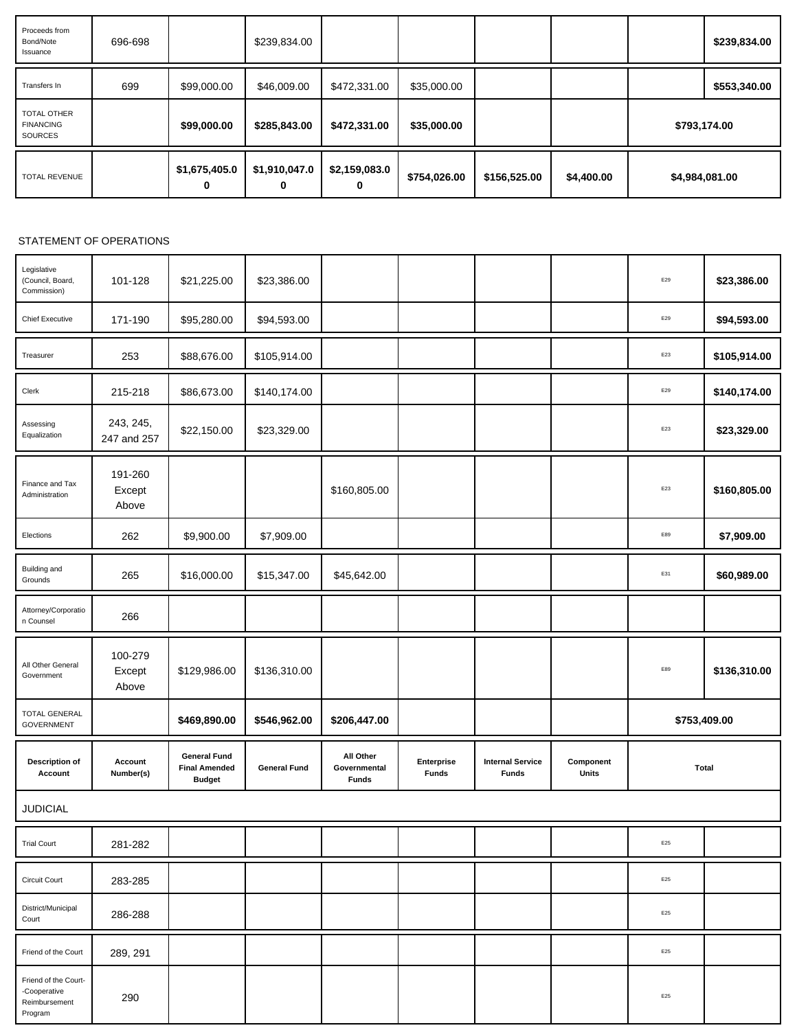| | | | | | | | | | |
|---|---|---|---|---|---|---|---|---|---|
| Proceeds from Bond/Note Issuance | 696-698 | | $239,834.00 | | | | | | **$239,834.00** |
| Transfers In | 699 | $99,000.00 | $46,009.00 | $472,331.00 | $35,000.00 | | | | **$553,340.00** |
| TOTAL OTHER FINANCING SOURCES | | **$99,000.00** | **$285,843.00** | **$472,331.00** | **$35,000.00** | | | **$793,174.00** | |
| TOTAL REVENUE | | **$1,675,405.00** | **$1,910,047.00** | **$2,159,083.00** | **$754,026.00** | **$156,525.00** | **$4,400.00** | **$4,984,081.00** | |

STATEMENT OF OPERATIONS

| Description of Account | Account Number(s) | General Fund Final Amended Budget | General Fund | All Other Governmental Funds | Enterprise Funds | Internal Service Funds | Component Units | Total | |
|---|---|---|---|---|---|---|---|---|---|
| Legislative (Council, Board, Commission) | 101-128 | $21,225.00 | $23,386.00 | | | | | E29 | **$23,386.00** |
| Chief Executive | 171-190 | $95,280.00 | $94,593.00 | | | | | E29 | **$94,593.00** |
| Treasurer | 253 | $88,676.00 | $105,914.00 | | | | | E23 | **$105,914.00** |
| Clerk | 215-218 | $86,673.00 | $140,174.00 | | | | | E29 | **$140,174.00** |
| Assessing Equalization | 243, 245, 247 and 257 | $22,150.00 | $23,329.00 | | | | | E23 | **$23,329.00** |
| Finance and Tax Administration | 191-260 Except Above | | | $160,805.00 | | | | E23 | **$160,805.00** |
| Elections | 262 | $9,900.00 | $7,909.00 | | | | | E89 | **$7,909.00** |
| Building and Grounds | 265 | $16,000.00 | $15,347.00 | $45,642.00 | | | | E31 | **$60,989.00** |
| Attorney/Corporation Counsel | 266 | | | | | | | | |
| All Other General Government | 100-279 Except Above | $129,986.00 | $136,310.00 | | | | | E89 | **$136,310.00** |
| TOTAL GENERAL GOVERNMENT | | **$469,890.00** | **$546,962.00** | **$206,447.00** | | | | **$753,409.00** | |
| **JUDICIAL** | | | | | | | | | |
| Trial Court | 281-282 | | | | | | | E25 | |
| Circuit Court | 283-285 | | | | | | | E25 | |
| District/Municipal Court | 286-288 | | | | | | | E25 | |
| Friend of the Court | 289, 291 | | | | | | | E25 | |
| Friend of the Court--Cooperative Reimbursement Program | 290 | | | | | | | E25 | |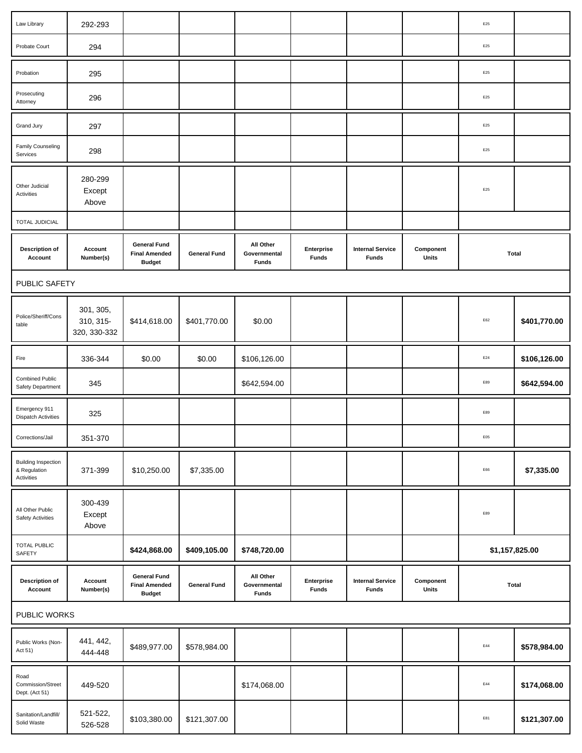| Law Library | 292-293 | | | | | | | E25 | |
|---|---|---|---|---|---|---|---|---|---|
| Probate Court | 294 | | | | | | | E25 | |
| Probation | 295 | | | | | | | E25 | |
| Prosecuting Attorney | 296 | | | | | | | E25 | |
| Grand Jury | 297 | | | | | | | E25 | |
| Family Counseling Services | 298 | | | | | | | E25 | |
| Other Judicial Activities | 280-299 Except Above | | | | | | | E25 | |
| TOTAL JUDICIAL | | | | | | | | | |

| Description of Account | Account Number(s) | General Fund Final Amended Budget | General Fund | All Other Governmental Funds | Enterprise Funds | Internal Service Funds | Component Units | Total | |
|---|---|---|---|---|---|---|---|---|---|
| PUBLIC SAFETY | | | | | | | | | |
| Police/Sheriff/Constable | 301, 305, 310, 315-320, 330-332 | $414,618.00 | $401,770.00 | $0.00 | | | | E62 | $401,770.00 |
| Fire | 336-344 | $0.00 | $0.00 | $106,126.00 | | | | E24 | $106,126.00 |
| Combined Public Safety Department | 345 | | | $642,594.00 | | | | E89 | $642,594.00 |
| Emergency 911 Dispatch Activities | 325 | | | | | | | E89 | |
| Corrections/Jail | 351-370 | | | | | | | E05 | |
| Building Inspection & Regulation Activities | 371-399 | $10,250.00 | $7,335.00 | | | | | E66 | $7,335.00 |
| All Other Public Safety Activities | 300-439 Except Above | | | | | | | E89 | |
| TOTAL PUBLIC SAFETY | | $424,868.00 | $409,105.00 | $748,720.00 | | | | $1,157,825.00 | |

| Description of Account | Account Number(s) | General Fund Final Amended Budget | General Fund | All Other Governmental Funds | Enterprise Funds | Internal Service Funds | Component Units | Total | |
|---|---|---|---|---|---|---|---|---|---|
| PUBLIC WORKS | | | | | | | | | |
| Public Works (Non-Act 51) | 441, 442, 444-448 | $489,977.00 | $578,984.00 | | | | | E44 | $578,984.00 |
| Road Commission/Street Dept. (Act 51) | 449-520 | | | $174,068.00 | | | | E44 | $174,068.00 |
| Sanitation/Landfill/Solid Waste | 521-522, 526-528 | $103,380.00 | $121,307.00 | | | | | E81 | $121,307.00 |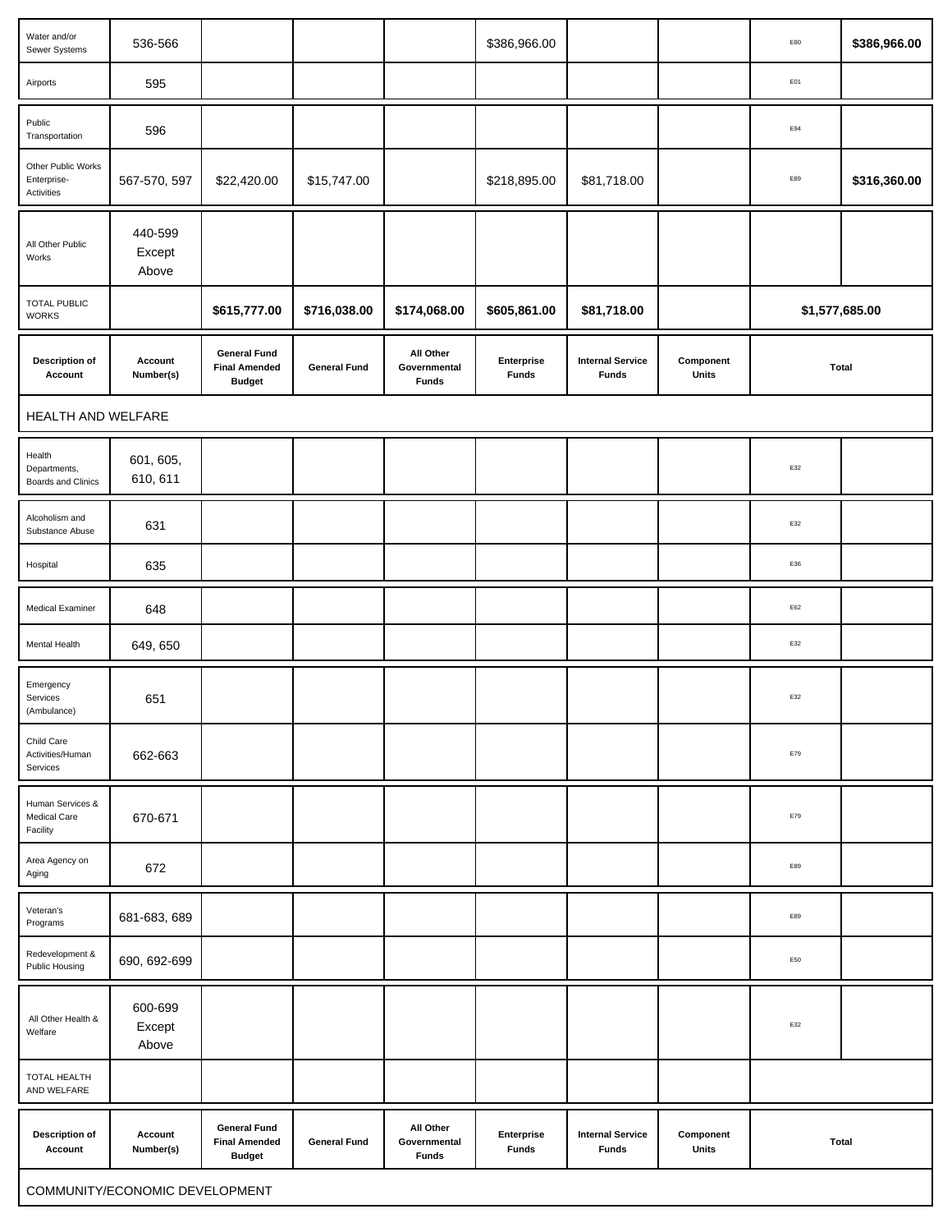| Water and/or Sewer Systems | 536-566 | | | | $386,966.00 | | | E80 | $386,966.00 |
|---|---|---|---|---|---|---|---|---|---|
| Airports | 595 | | | | | | | E01 | |
| Public Transportation | 596 | | | | | | | E94 | |
| Other Public Works Enterprise-Activities | 567-570, 597 | $22,420.00 | $15,747.00 | | $218,895.00 | $81,718.00 | | E89 | $316,360.00 |
| All Other Public Works | 440-599 Except Above | | | | | | | | |
| TOTAL PUBLIC WORKS | | **$615,777.00** | **$716,038.00** | **$174,068.00** | **$605,861.00** | **$81,718.00** | | **$1,577,685.00** | |

| Description of Account | Account Number(s) | General Fund Final Amended Budget | General Fund | All Other Governmental Funds | Enterprise Funds | Internal Service Funds | Component Units | Total | |
|---|---|---|---|---|---|---|---|---|---|
| HEALTH AND WELFARE | | | | | | | | | |
| Health Departments, Boards and Clinics | 601, 605, 610, 611 | | | | | | | E32 | |
| Alcoholism and Substance Abuse | 631 | | | | | | | E32 | |
| Hospital | 635 | | | | | | | E36 | |
| Medical Examiner | 648 | | | | | | | E62 | |
| Mental Health | 649, 650 | | | | | | | E32 | |
| Emergency Services (Ambulance) | 651 | | | | | | | E32 | |
| Child Care Activities/Human Services | 662-663 | | | | | | | E79 | |
| Human Services & Medical Care Facility | 670-671 | | | | | | | E79 | |
| Area Agency on Aging | 672 | | | | | | | E89 | |
| Veteran's Programs | 681-683, 689 | | | | | | | E89 | |
| Redevelopment & Public Housing | 690, 692-699 | | | | | | | E50 | |
| All Other Health & Welfare | 600-699 Except Above | | | | | | | E32 | |
| TOTAL HEALTH AND WELFARE | | | | | | | | | |

| Description of Account | Account Number(s) | General Fund Final Amended Budget | General Fund | All Other Governmental Funds | Enterprise Funds | Internal Service Funds | Component Units | Total |
|---|---|---|---|---|---|---|---|---|
| COMMUNITY/ECONOMIC DEVELOPMENT | | | | | | | | |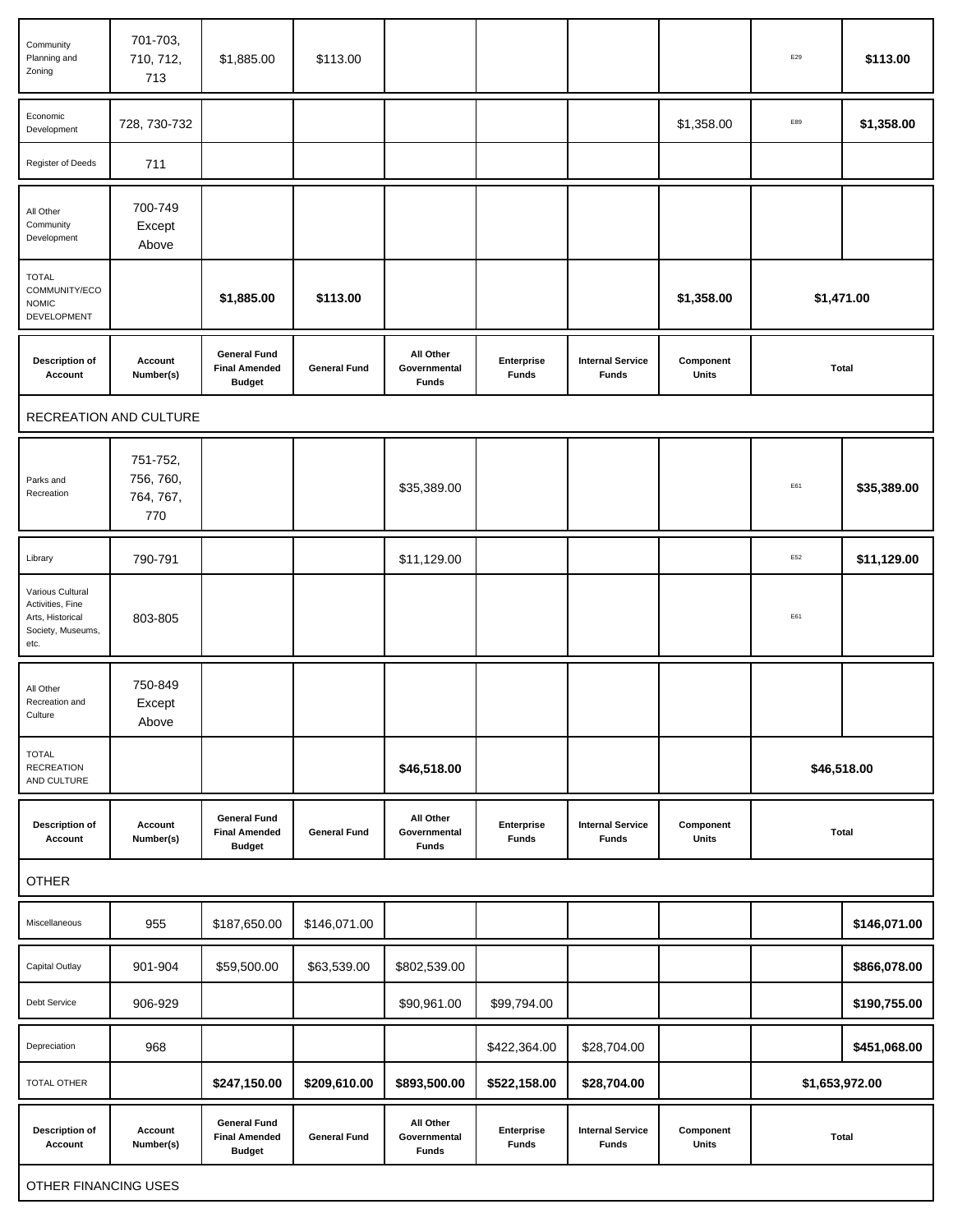| Description of Account | Account Number(s) | General Fund Final Amended Budget | General Fund | All Other Governmental Funds | Enterprise Funds | Internal Service Funds | Component Units | | Total |
|---|---|---|---|---|---|---|---|---|---|
| Community Planning and Zoning | 701-703, 710, 712, 713 | $1,885.00 | $113.00 | | | | | E29 | $113.00 |
| Economic Development | 728, 730-732 | | | | | | $1,358.00 | E89 | $1,358.00 |
| Register of Deeds | 711 | | | | | | | | |
| All Other Community Development | 700-749 Except Above | | | | | | | | |
| TOTAL COMMUNITY/ECONOMIC DEVELOPMENT | | $1,885.00 | $113.00 | | | | $1,358.00 | $1,471.00 | |

| Description of Account | Account Number(s) | General Fund Final Amended Budget | General Fund | All Other Governmental Funds | Enterprise Funds | Internal Service Funds | Component Units | Total | |
|---|---|---|---|---|---|---|---|---|---|
| RECREATION AND CULTURE | | | | | | | | | |
| Parks and Recreation | 751-752, 756, 760, 764, 767, 770 | | | $35,389.00 | | | | E61 | $35,389.00 |
| Library | 790-791 | | | $11,129.00 | | | | E52 | $11,129.00 |
| Various Cultural Activities, Fine Arts, Historical Society, Museums, etc. | 803-805 | | | | | | | E61 | |
| All Other Recreation and Culture | 750-849 Except Above | | | | | | | | |
| TOTAL RECREATION AND CULTURE | | | | $46,518.00 | | | | $46,518.00 | |

| Description of Account | Account Number(s) | General Fund Final Amended Budget | General Fund | All Other Governmental Funds | Enterprise Funds | Internal Service Funds | Component Units | Total | |
|---|---|---|---|---|---|---|---|---|---|
| OTHER | | | | | | | | | |
| Miscellaneous | 955 | $187,650.00 | $146,071.00 | | | | | | $146,071.00 |
| Capital Outlay | 901-904 | $59,500.00 | $63,539.00 | $802,539.00 | | | | | $866,078.00 |
| Debt Service | 906-929 | | | $90,961.00 | $99,794.00 | | | | $190,755.00 |
| Depreciation | 968 | | | | $422,364.00 | $28,704.00 | | | $451,068.00 |
| TOTAL OTHER | | $247,150.00 | $209,610.00 | $893,500.00 | $522,158.00 | $28,704.00 | | $1,653,972.00 | |

| Description of Account | Account Number(s) | General Fund Final Amended Budget | General Fund | All Other Governmental Funds | Enterprise Funds | Internal Service Funds | Component Units | Total |
|---|---|---|---|---|---|---|---|---|
| OTHER FINANCING USES | | | | | | | | |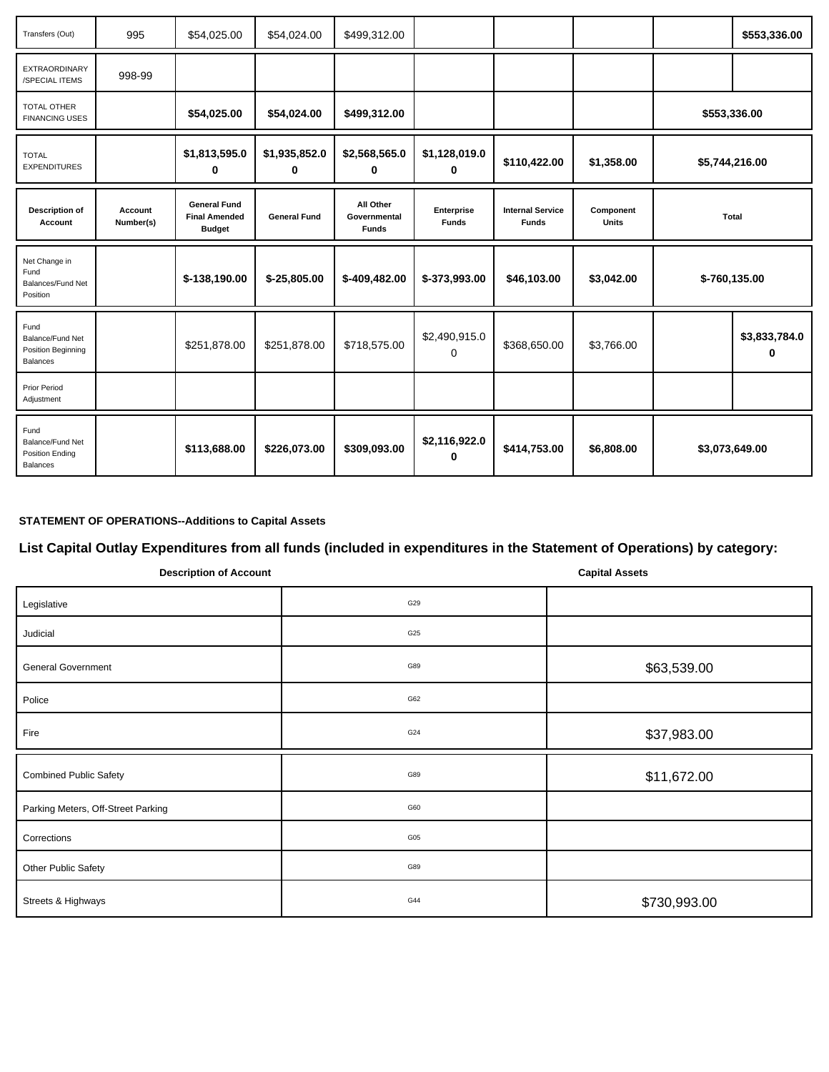| Transfers (Out) | 995 | $54,025.00 | $54,024.00 | $499,312.00 | | | | | $553,336.00 |
|---|---|---|---|---|---|---|---|---|---|
| EXTRAORDINARY /SPECIAL ITEMS | 998-99 | | | | | | | | |
| TOTAL OTHER FINANCING USES | | **$54,025.00** | **$54,024.00** | **$499,312.00** | | | | **$553,336.00** | |
| TOTAL EXPENDITURES | | **$1,813,595.00** | **$1,935,852.00** | **$2,568,565.00** | **$1,128,019.00** | **$110,422.00** | **$1,358.00** | **$5,744,216.00** | |

| Description of Account | Account Number(s) | General Fund Final Amended Budget | General Fund | All Other Governmental Funds | Enterprise Funds | Internal Service Funds | Component Units | Total | |
|---|---|---|---|---|---|---|---|---|---|
| Net Change in Fund Balances/Fund Net Position | | **$-138,190.00** | **$-25,805.00** | **$-409,482.00** | **$-373,993.00** | **$46,103.00** | **$3,042.00** | **$-760,135.00** | |
| Fund Balance/Fund Net Position Beginning Balances | | $251,878.00 | $251,878.00 | $718,575.00 | $2,490,915.00 | $368,650.00 | $3,766.00 | | **$3,833,784.00** |
| Prior Period Adjustment | | | | | | | | | |
| Fund Balance/Fund Net Position Ending Balances | | **$113,688.00** | **$226,073.00** | **$309,093.00** | **$2,116,922.00** | **$414,753.00** | **$6,808.00** | **$3,073,649.00** | |

**STATEMENT OF OPERATIONS--Additions to Capital Assets**

## List Capital Outlay Expenditures from all funds (included in expenditures in the Statement of Operations) by category:

| Description of Account | | Capital Assets |
|---|---|---|
| Legislative | G29 | |
| Judicial | G25 | |
| General Government | G89 | $63,539.00 |
| Police | G62 | |
| Fire | G24 | $37,983.00 |
| Combined Public Safety | G89 | $11,672.00 |
| Parking Meters, Off-Street Parking | G60 | |
| Corrections | G05 | |
| Other Public Safety | G89 | |
| Streets & Highways | G44 | $730,993.00 |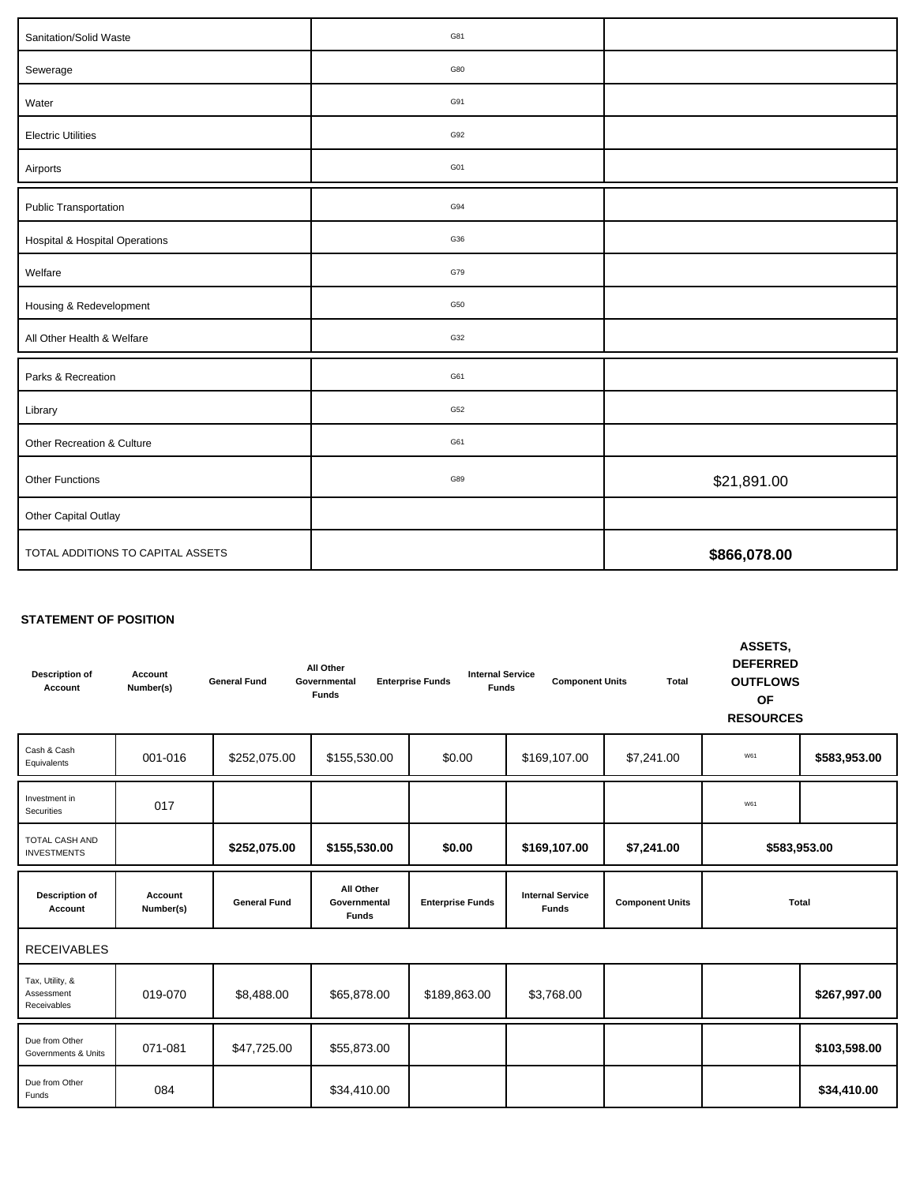| Sanitation/Solid Waste | G81 | |
|---|---|---|
| Sewerage | G80 | |
| Water | G91 | |
| Electric Utilities | G92 | |
| Airports | G01 | |
| Public Transportation | G94 | |
| Hospital & Hospital Operations | G36 | |
| Welfare | G79 | |
| Housing & Redevelopment | G50 | |
| All Other Health & Welfare | G32 | |
| Parks & Recreation | G61 | |
| Library | G52 | |
| Other Recreation & Culture | G61 | |
| Other Functions | G89 | $21,891.00 |
| Other Capital Outlay | | |
| TOTAL ADDITIONS TO CAPITAL ASSETS | | **$866,078.00** |

**STATEMENT OF POSITION**

| Description of Account | Account Number(s) | General Fund | All Other Governmental Funds | Enterprise Funds | Internal Service Funds | Component Units | Total | ASSETS, DEFERRED OUTFLOWS OF RESOURCES |
|---|---|---|---|---|---|---|---|---|
| Cash & Cash Equivalents | 001-016 | $252,075.00 | $155,530.00 | $0.00 | $169,107.00 | $7,241.00 | W61 | **$583,953.00** |
| Investment in Securities | 017 | | | | | | W61 | |
| TOTAL CASH AND INVESTMENTS | | **$252,075.00** | **$155,530.00** | **$0.00** | **$169,107.00** | **$7,241.00** | **$583,953.00** | |

| Description of Account | Account Number(s) | General Fund | All Other Governmental Funds | Enterprise Funds | Internal Service Funds | Component Units | | Total |
|---|---|---|---|---|---|---|---|---|
| RECEIVABLES | | | | | | | | |
| Tax, Utility, & Assessment Receivables | 019-070 | $8,488.00 | $65,878.00 | $189,863.00 | $3,768.00 | | | **$267,997.00** |
| Due from Other Governments & Units | 071-081 | $47,725.00 | $55,873.00 | | | | | **$103,598.00** |
| Due from Other Funds | 084 | | $34,410.00 | | | | | **$34,410.00** |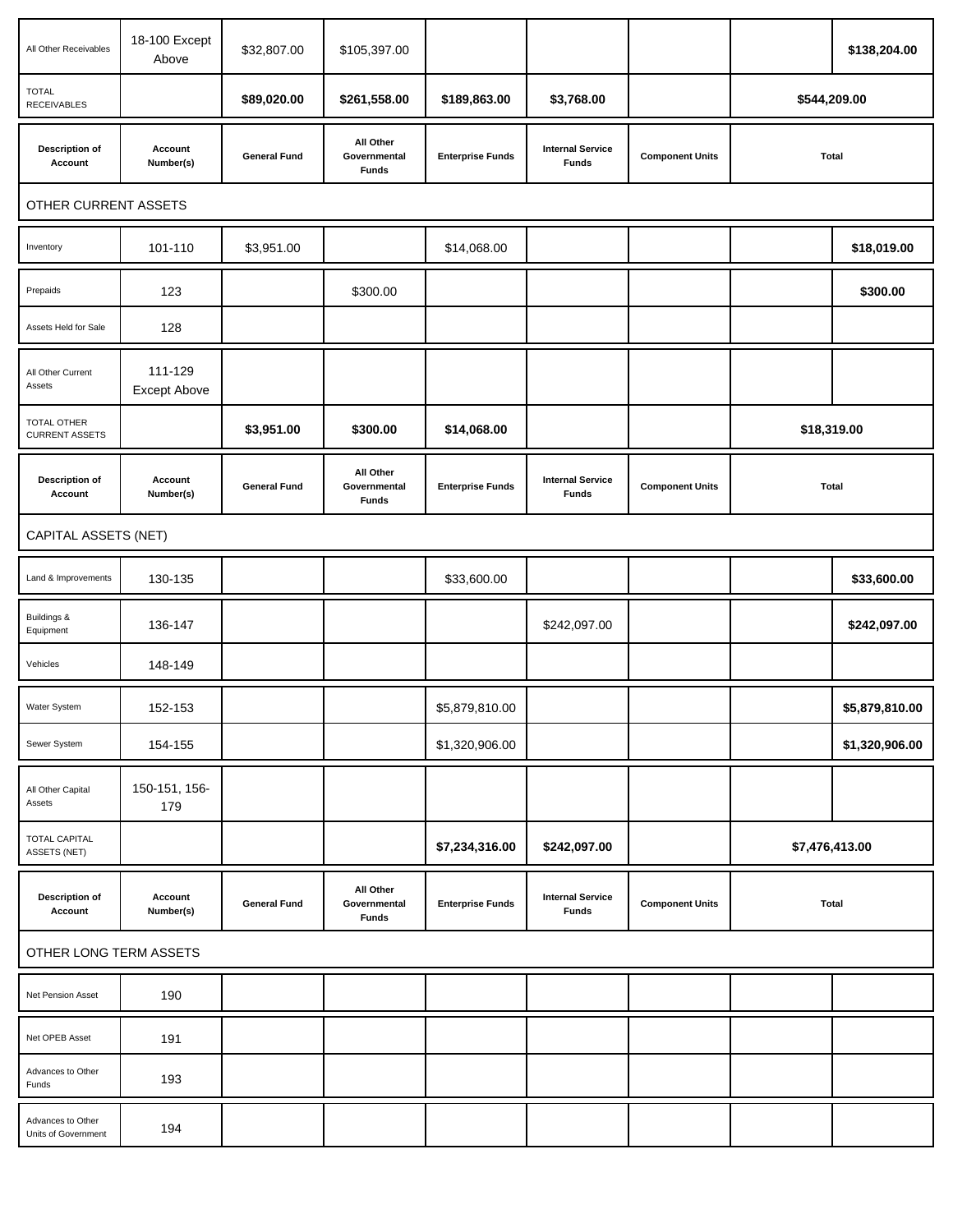| Description of Account | Account Number(s) | General Fund | All Other Governmental Funds | Enterprise Funds | Internal Service Funds | Component Units | Total | |
|---|---|---|---|---|---|---|---|---|
| All Other Receivables | 18-100 Except Above | $32,807.00 | $105,397.00 | | | | | **$138,204.00** |
| TOTAL RECEIVABLES | | **$89,020.00** | **$261,558.00** | **$189,863.00** | **$3,768.00** | | **$544,209.00** | |
| **Description of Account** | **Account Number(s)** | **General Fund** | **All Other Governmental Funds** | **Enterprise Funds** | **Internal Service Funds** | **Component Units** | **Total** | |
| OTHER CURRENT ASSETS | | | | | | | | |
| Inventory | 101-110 | $3,951.00 | | $14,068.00 | | | | **$18,019.00** |
| Prepaids | 123 | | $300.00 | | | | | **$300.00** |
| Assets Held for Sale | 128 | | | | | | | |
| All Other Current Assets | 111-129 Except Above | | | | | | | |
| TOTAL OTHER CURRENT ASSETS | | **$3,951.00** | **$300.00** | **$14,068.00** | | | **$18,319.00** | |
| **Description of Account** | **Account Number(s)** | **General Fund** | **All Other Governmental Funds** | **Enterprise Funds** | **Internal Service Funds** | **Component Units** | **Total** | |
| CAPITAL ASSETS (NET) | | | | | | | | |
| Land & Improvements | 130-135 | | | $33,600.00 | | | | **$33,600.00** |
| Buildings & Equipment | 136-147 | | | | $242,097.00 | | | **$242,097.00** |
| Vehicles | 148-149 | | | | | | | |
| Water System | 152-153 | | | $5,879,810.00 | | | | **$5,879,810.00** |
| Sewer System | 154-155 | | | $1,320,906.00 | | | | **$1,320,906.00** |
| All Other Capital Assets | 150-151, 156-179 | | | | | | | |
| TOTAL CAPITAL ASSETS (NET) | | | | **$7,234,316.00** | **$242,097.00** | | **$7,476,413.00** | |
| **Description of Account** | **Account Number(s)** | **General Fund** | **All Other Governmental Funds** | **Enterprise Funds** | **Internal Service Funds** | **Component Units** | **Total** | |
| OTHER LONG TERM ASSETS | | | | | | | | |
| Net Pension Asset | 190 | | | | | | | |
| Net OPEB Asset | 191 | | | | | | | |
| Advances to Other Funds | 193 | | | | | | | |
| Advances to Other Units of Government | 194 | | | | | | | |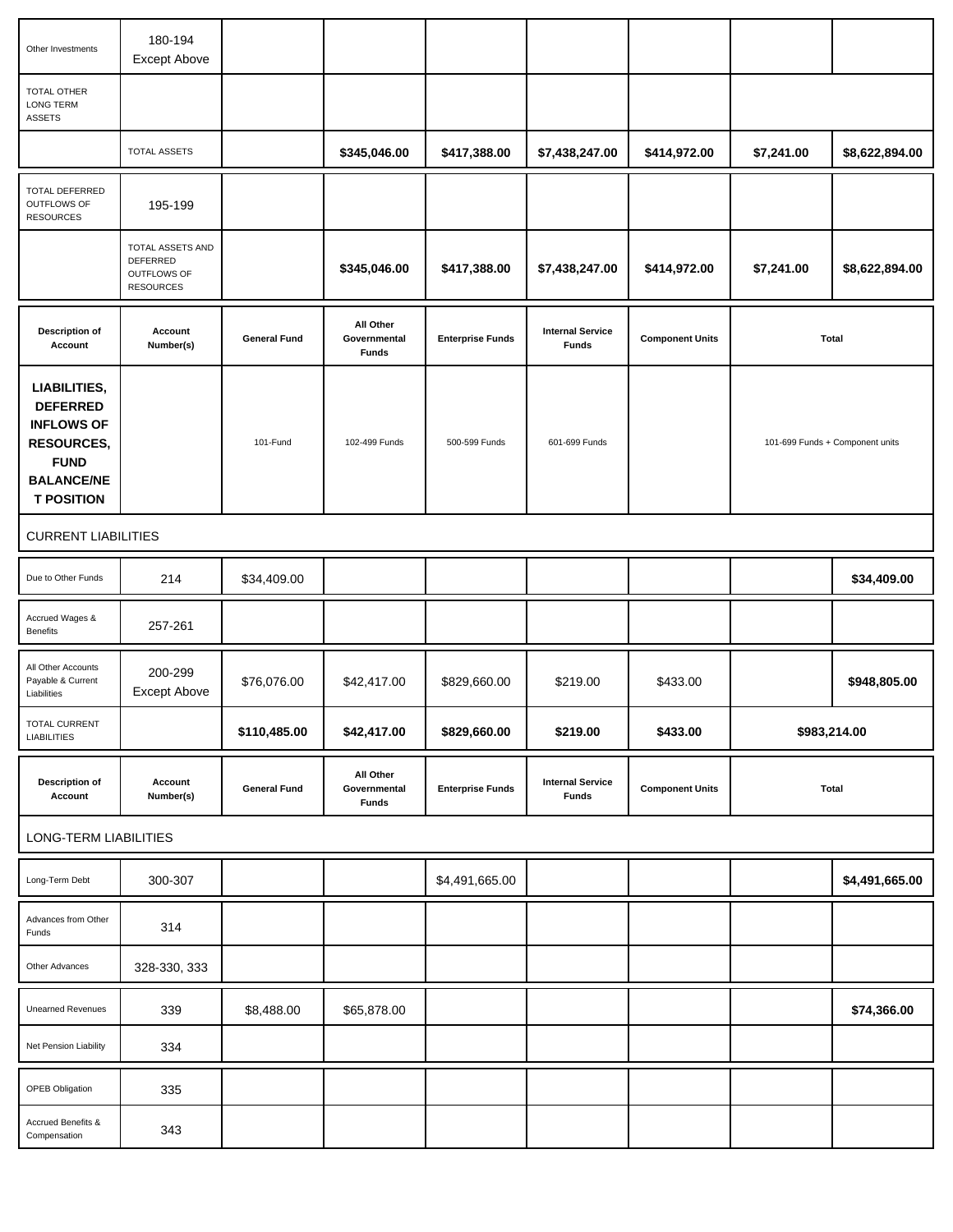| | | | | | | | | |
|---|---|---|---|---|---|---|---|---|
| Other Investments | 180-194 Except Above | | | | | | | |
| TOTAL OTHER LONG TERM ASSETS | | | | | | | | |
| | TOTAL ASSETS | | **$345,046.00** | **$417,388.00** | **$7,438,247.00** | **$414,972.00** | **$7,241.00** | **$8,622,894.00** |
| TOTAL DEFERRED OUTFLOWS OF RESOURCES | 195-199 | | | | | | | |
| | TOTAL ASSETS AND DEFERRED OUTFLOWS OF RESOURCES | | **$345,046.00** | **$417,388.00** | **$7,438,247.00** | **$414,972.00** | **$7,241.00** | **$8,622,894.00** |

| Description of Account | Account Number(s) | General Fund | All Other Governmental Funds | Enterprise Funds | Internal Service Funds | Component Units | Total | |
|---|---|---|---|---|---|---|---|---|
| **LIABILITIES, DEFERRED INFLOWS OF RESOURCES, FUND BALANCE/NET POSITION** | | 101-Fund | 102-499 Funds | 500-599 Funds | 601-699 Funds | | 101-699 Funds + Component units | |
| CURRENT LIABILITIES | | | | | | | | |
| Due to Other Funds | 214 | $34,409.00 | | | | | | **$34,409.00** |
| Accrued Wages & Benefits | 257-261 | | | | | | | |
| All Other Accounts Payable & Current Liabilities | 200-299 Except Above | $76,076.00 | $42,417.00 | $829,660.00 | $219.00 | $433.00 | | **$948,805.00** |
| TOTAL CURRENT LIABILITIES | | **$110,485.00** | **$42,417.00** | **$829,660.00** | **$219.00** | **$433.00** | **$983,214.00** | |

| Description of Account | Account Number(s) | General Fund | All Other Governmental Funds | Enterprise Funds | Internal Service Funds | Component Units | Total | |
|---|---|---|---|---|---|---|---|---|
| LONG-TERM LIABILITIES | | | | | | | | |
| Long-Term Debt | 300-307 | | | $4,491,665.00 | | | | **$4,491,665.00** |
| Advances from Other Funds | 314 | | | | | | | |
| Other Advances | 328-330, 333 | | | | | | | |
| Unearned Revenues | 339 | $8,488.00 | $65,878.00 | | | | | **$74,366.00** |
| Net Pension Liability | 334 | | | | | | | |
| OPEB Obligation | 335 | | | | | | | |
| Accrued Benefits & Compensation | 343 | | | | | | | |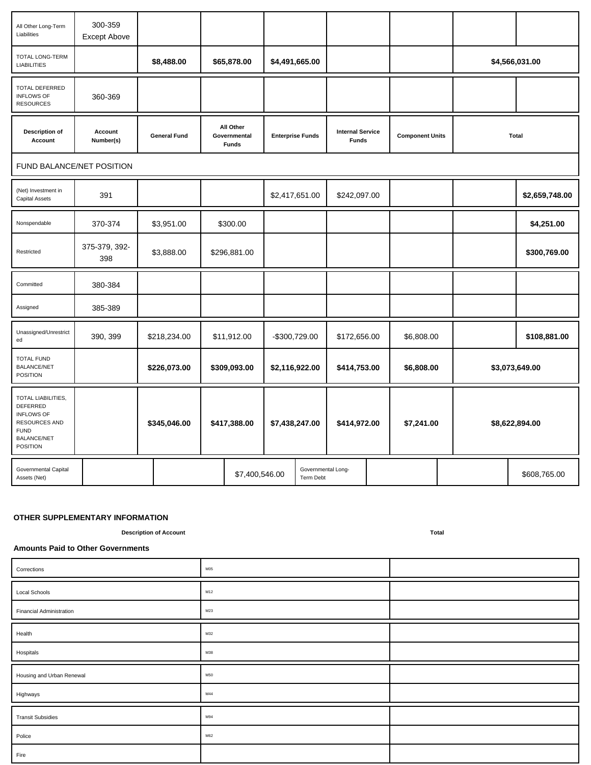| Description of Account | Account Number(s) | General Fund | All Other Governmental Funds | Enterprise Funds | Internal Service Funds | Component Units | | Total |
|---|---|---|---|---|---|---|---|---|
| All Other Long-Term Liabilities | 300-359 Except Above | | | | | | | |
| TOTAL LONG-TERM LIABILITIES | | **$8,488.00** | **$65,878.00** | **$4,491,665.00** | | | **$4,566,031.00** | |
| TOTAL DEFERRED INFLOWS OF RESOURCES | 360-369 | | | | | | | |
| FUND BALANCE/NET POSITION | | | | | | | | |
| (Net) Investment in Capital Assets | 391 | | | $2,417,651.00 | $242,097.00 | | | **$2,659,748.00** |
| Nonspendable | 370-374 | $3,951.00 | $300.00 | | | | | **$4,251.00** |
| Restricted | 375-379, 392-398 | $3,888.00 | $296,881.00 | | | | | **$300,769.00** |
| Committed | 380-384 | | | | | | | |
| Assigned | 385-389 | | | | | | | |
| Unassigned/Unrestricted | 390, 399 | $218,234.00 | $11,912.00 | -$300,729.00 | $172,656.00 | $6,808.00 | | **$108,881.00** |
| TOTAL FUND BALANCE/NET POSITION | | **$226,073.00** | **$309,093.00** | **$2,116,922.00** | **$414,753.00** | **$6,808.00** | **$3,073,649.00** | |
| TOTAL LIABILITIES, DEFERRED INFLOWS OF RESOURCES AND FUND BALANCE/NET POSITION | | **$345,046.00** | **$417,388.00** | **$7,438,247.00** | **$414,972.00** | **$7,241.00** | **$8,622,894.00** | |

| Governmental Capital Assets (Net) | | | $7,400,546.00 | Governmental Long-Term Debt | | | $608,765.00 |
|---|---|---|---|---|---|---|---|

**OTHER SUPPLEMENTARY INFORMATION**

| Description of Account | | Total |
|---|---|---|
| **Amounts Paid to Other Governments** | | |
| Corrections | M05 | |
| Local Schools | M12 | |
| Financial Administration | M23 | |
| Health | M32 | |
| Hospitals | M38 | |
| Housing and Urban Renewal | M50 | |
| Highways | M44 | |
| Transit Subsidies | M94 | |
| Police | M62 | |
| Fire | | |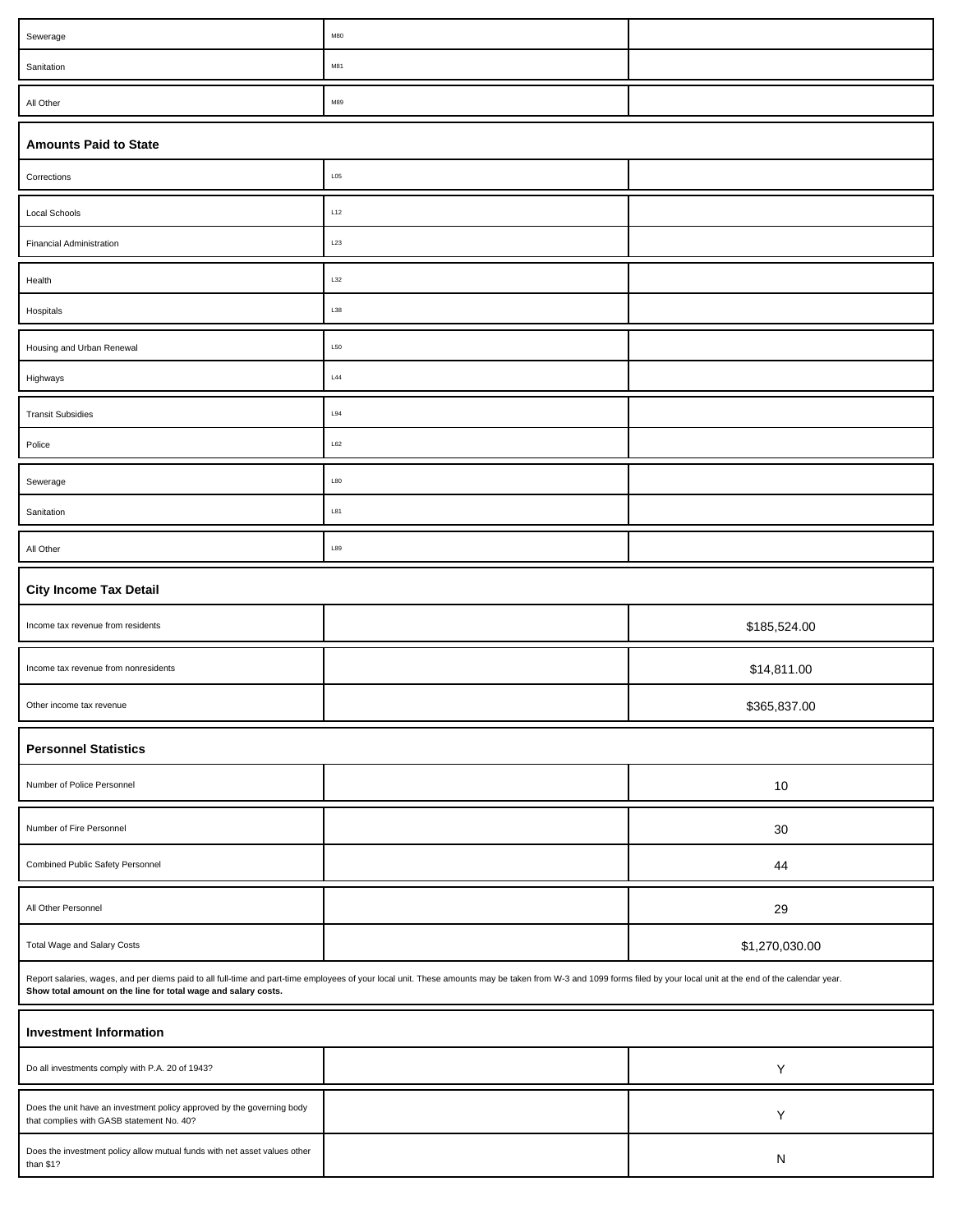| | | |
|---|---|---|
| Sewerage | M80 | |
| Sanitation | M81 | |
| All Other | M89 | |

### Amounts Paid to State

| | | |
|---|---|---|
| Corrections | L05 | |
| Local Schools | L12 | |
| Financial Administration | L23 | |
| Health | L32 | |
| Hospitals | L38 | |
| Housing and Urban Renewal | L50 | |
| Highways | L44 | |
| Transit Subsidies | L94 | |
| Police | L62 | |
| Sewerage | L80 | |
| Sanitation | L81 | |
| All Other | L89 | |

### City Income Tax Detail

| | | |
|---|---|---|
| Income tax revenue from residents | | $185,524.00 |
| Income tax revenue from nonresidents | | $14,811.00 |
| Other income tax revenue | | $365,837.00 |

### Personnel Statistics

| | | |
|---|---|---|
| Number of Police Personnel | | 10 |
| Number of Fire Personnel | | 30 |
| Combined Public Safety Personnel | | 44 |
| All Other Personnel | | 29 |
| Total Wage and Salary Costs | | $1,270,030.00 |

Report salaries, wages, and per diems paid to all full-time and part-time employees of your local unit. These amounts may be taken from W-3 and 1099 forms filed by your local unit at the end of the calendar year. **Show total amount on the line for total wage and salary costs.**

### Investment Information

| | | |
|---|---|---|
| Do all investments comply with P.A. 20 of 1943? | | Y |
| Does the unit have an investment policy approved by the governing body that complies with GASB statement No. 40? | | Y |
| Does the investment policy allow mutual funds with net asset values other than $1? | | N |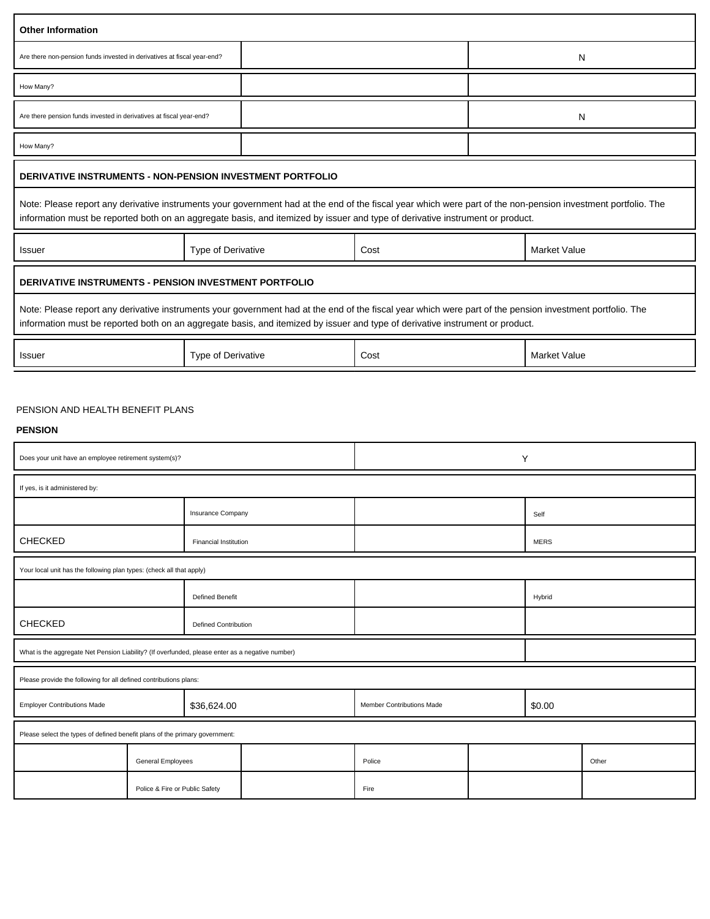## Other Information

| | | |
|---|---|---|
| Are there non-pension funds invested in derivatives at fiscal year-end? | | N |
| How Many? | | |
| Are there pension funds invested in derivatives at fiscal year-end? | | N |
| How Many? | | |

## DERIVATIVE INSTRUMENTS - NON-PENSION INVESTMENT PORTFOLIO

Note: Please report any derivative instruments your government had at the end of the fiscal year which were part of the non-pension investment portfolio. The information must be reported both on an aggregate basis, and itemized by issuer and type of derivative instrument or product.

| Issuer | Type of Derivative | Cost | Market Value |
|---|---|---|---|

## DERIVATIVE INSTRUMENTS - PENSION INVESTMENT PORTFOLIO

Note: Please report any derivative instruments your government had at the end of the fiscal year which were part of the pension investment portfolio. The information must be reported both on an aggregate basis, and itemized by issuer and type of derivative instrument or product.

| Issuer | Type of Derivative | Cost | Market Value |
|---|---|---|---|

PENSION AND HEALTH BENEFIT PLANS

**PENSION**

| | |
|---|---|
| Does your unit have an employee retirement system(s)? | Y |

If yes, is it administered by:

| | | | |
|---|---|---|---|
| | Insurance Company | | Self |
| CHECKED | Financial Institution | | MERS |

Your local unit has the following plan types: (check all that apply)

| | | | |
|---|---|---|---|
| | Defined Benefit | | Hybrid |
| CHECKED | Defined Contribution | | |

| | |
|---|---|
| What is the aggregate Net Pension Liability? (If overfunded, please enter as a negative number) | |

Please provide the following for all defined contributions plans:

| | | | |
|---|---|---|---|
| Employer Contributions Made | $36,624.00 | Member Contributions Made | $0.00 |

Please select the types of defined benefit plans of the primary government:

| | | | | | |
|---|---|---|---|---|---|
| | General Employees | | Police | | Other |
| | Police & Fire or Public Safety | | Fire | | |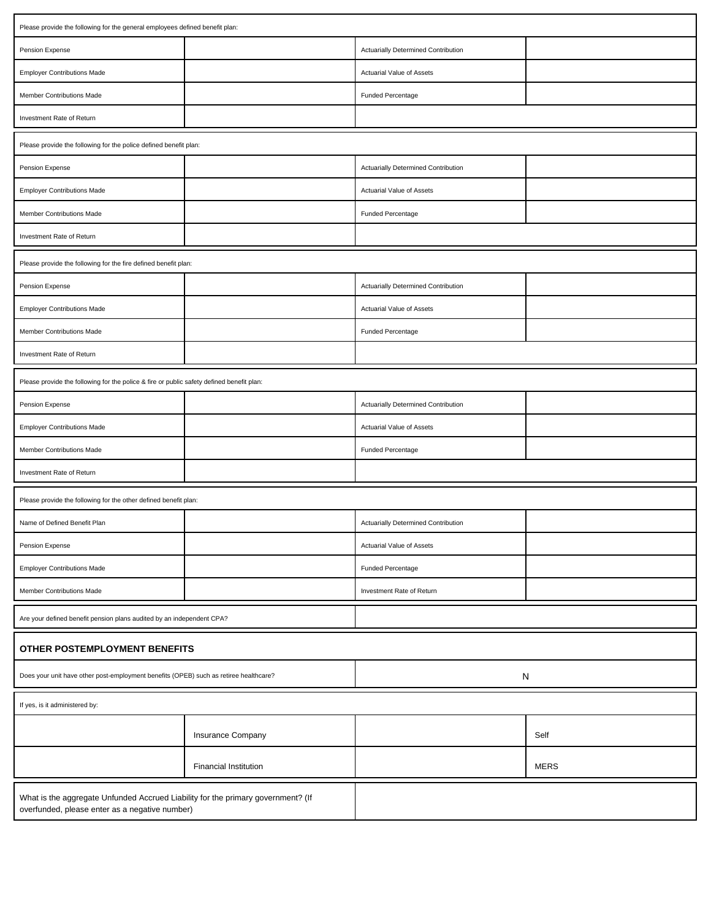| Please provide the following for the general employees defined benefit plan: | | | |
|---|---|---|---|
| Pension Expense | | Actuarially Determined Contribution | |
| Employer Contributions Made | | Actuarial Value of Assets | |
| Member Contributions Made | | Funded Percentage | |
| Investment Rate of Return | | | |

| Please provide the following for the police defined benefit plan: | | | |
|---|---|---|---|
| Pension Expense | | Actuarially Determined Contribution | |
| Employer Contributions Made | | Actuarial Value of Assets | |
| Member Contributions Made | | Funded Percentage | |
| Investment Rate of Return | | | |

| Please provide the following for the fire defined benefit plan: | | | |
|---|---|---|---|
| Pension Expense | | Actuarially Determined Contribution | |
| Employer Contributions Made | | Actuarial Value of Assets | |
| Member Contributions Made | | Funded Percentage | |
| Investment Rate of Return | | | |

| Please provide the following for the police & fire or public safety defined benefit plan: | | | |
|---|---|---|---|
| Pension Expense | | Actuarially Determined Contribution | |
| Employer Contributions Made | | Actuarial Value of Assets | |
| Member Contributions Made | | Funded Percentage | |
| Investment Rate of Return | | | |

| Please provide the following for the other defined benefit plan: | | | |
|---|---|---|---|
| Name of Defined Benefit Plan | | Actuarially Determined Contribution | |
| Pension Expense | | Actuarial Value of Assets | |
| Employer Contributions Made | | Funded Percentage | |
| Member Contributions Made | | Investment Rate of Return | |

| Are your defined benefit pension plans audited by an independent CPA? | |
|---|---|

## OTHER POSTEMPLOYMENT BENEFITS

| Does your unit have other post-employment benefits (OPEB) such as retiree healthcare? | N |
|---|---|

| If yes, is it administered by: | | | |
|---|---|---|---|
| | Insurance Company | | Self |
| | Financial Institution | | MERS |

| What is the aggregate Unfunded Accrued Liability for the primary government? (If overfunded, please enter as a negative number) | |
|---|---|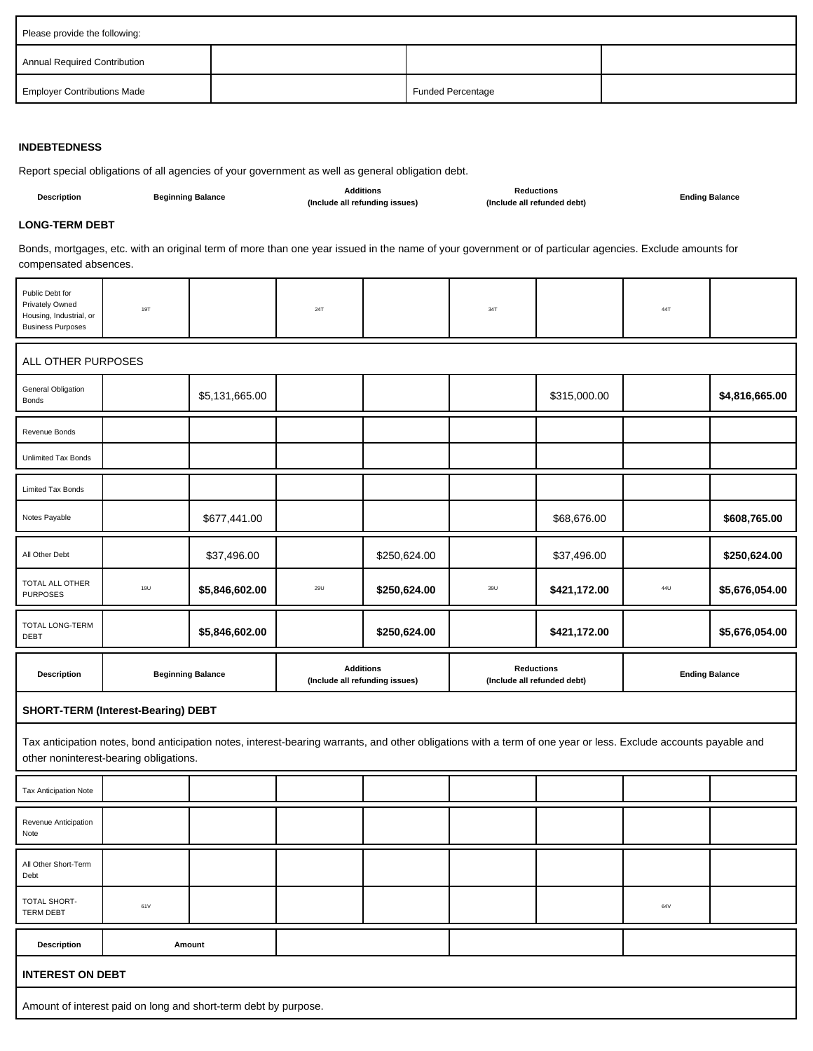| Please provide the following: | | | |
|---|---|---|---|
| Annual Required Contribution | | | |
| Employer Contributions Made | | Funded Percentage | |

**INDEBTEDNESS**

Report special obligations of all agencies of your government as well as general obligation debt.

**LONG-TERM DEBT**

Bonds, mortgages, etc. with an original term of more than one year issued in the name of your government or of particular agencies. Exclude amounts for compensated absences.

| Description | | Beginning Balance | | Additions (Include all refunding issues) | | Reductions (Include all refunded debt) | | Ending Balance |
|---|---|---|---|---|---|---|---|---|
| Public Debt for Privately Owned Housing, Industrial, or Business Purposes | 19T | | 24T | | 34T | | 44T | |
| ALL OTHER PURPOSES | | | | | | | | |
| General Obligation Bonds | | $5,131,665.00 | | | | $315,000.00 | | **$4,816,665.00** |
| Revenue Bonds | | | | | | | | |
| Unlimited Tax Bonds | | | | | | | | |
| Limited Tax Bonds | | | | | | | | |
| Notes Payable | | $677,441.00 | | | | $68,676.00 | | **$608,765.00** |
| All Other Debt | | $37,496.00 | | $250,624.00 | | $37,496.00 | | **$250,624.00** |
| TOTAL ALL OTHER PURPOSES | 19U | **$5,846,602.00** | 29U | **$250,624.00** | 39U | **$421,172.00** | 44U | **$5,676,054.00** |
| TOTAL LONG-TERM DEBT | | **$5,846,602.00** | | **$250,624.00** | | **$421,172.00** | | **$5,676,054.00** |

**SHORT-TERM (Interest-Bearing) DEBT**

Tax anticipation notes, bond anticipation notes, interest-bearing warrants, and other obligations with a term of one year or less. Exclude accounts payable and other noninterest-bearing obligations.

| Description | | Beginning Balance | | Additions (Include all refunding issues) | | Reductions (Include all refunded debt) | | Ending Balance |
|---|---|---|---|---|---|---|---|---|
| Tax Anticipation Note | | | | | | | | |
| Revenue Anticipation Note | | | | | | | | |
| All Other Short-Term Debt | | | | | | | | |
| TOTAL SHORT-TERM DEBT | 61V | | | | | | 64V | |

**INTEREST ON DEBT**

Amount of interest paid on long and short-term debt by purpose.

| Description | Amount | | | |
|---|---|---|---|---|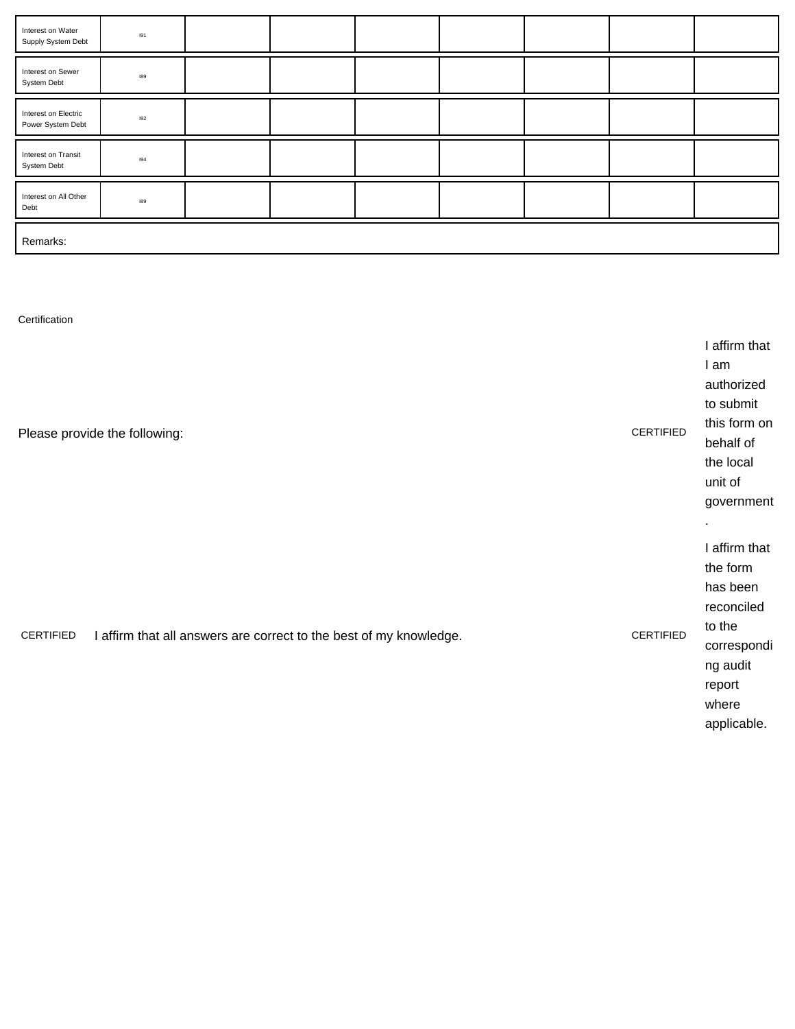| | | | | | | | | |
|---|---|---|---|---|---|---|---|---|
| Interest on Water Supply System Debt | I91 | | | | | | | |
| Interest on Sewer System Debt | I89 | | | | | | | |
| Interest on Electric Power System Debt | I92 | | | | | | | |
| Interest on Transit System Debt | I94 | | | | | | | |
| Interest on All Other Debt | I89 | | | | | | | |

Remarks:

Certification

Please provide the following:

CERTIFIED I affirm that I am authorized to submit this form on behalf of the local unit of government.

CERTIFIED I affirm that all answers are correct to the best of my knowledge.

CERTIFIED I affirm that the form has been reconciled to the corresponding audit report where applicable.